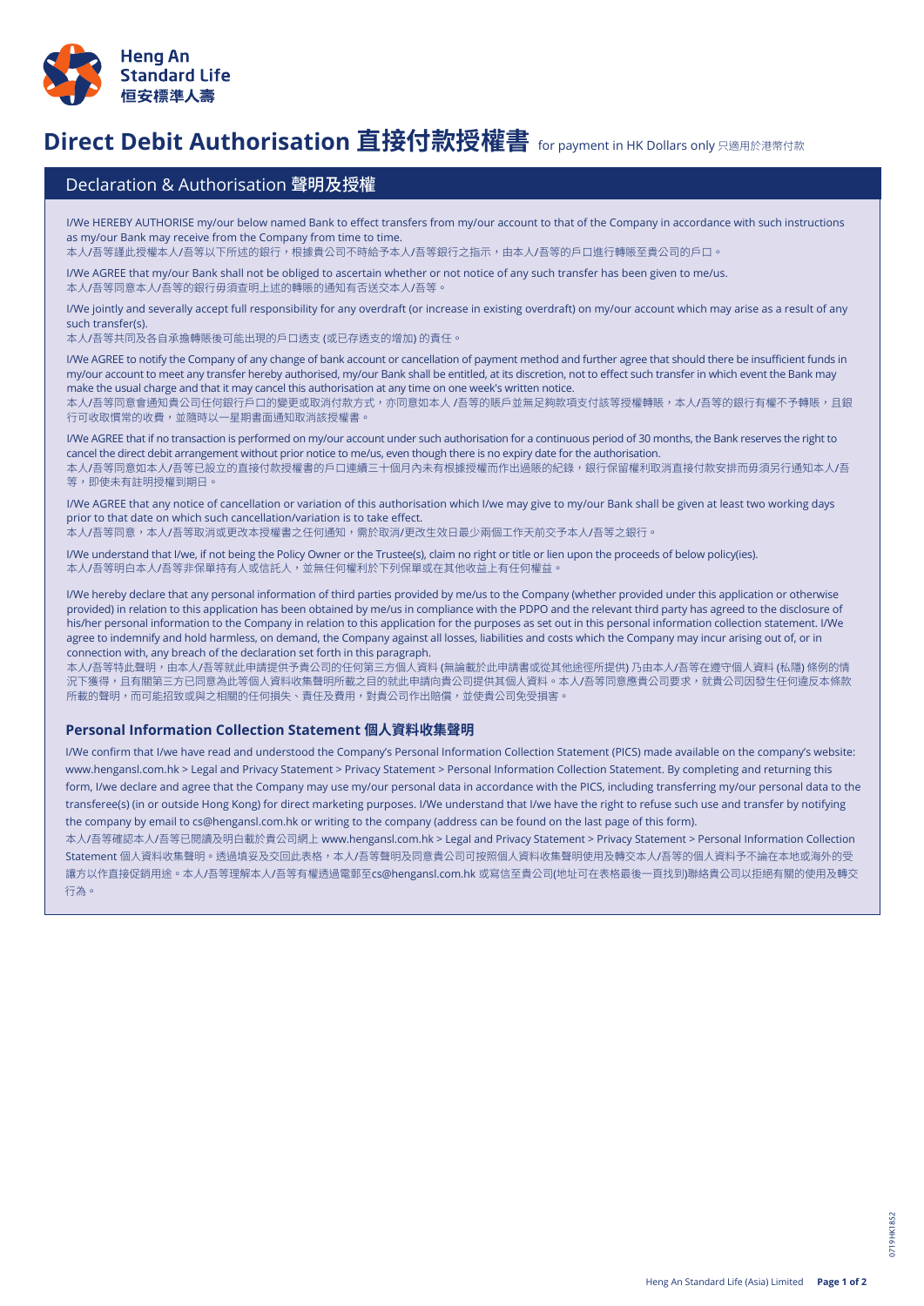Heng An Standard Life 恒安標準人壽

# Direct Debit Authorisation 直接付款授權書 for payment in HK Dollars only 只適用於港幣付款

## Declaration & Authorisation 聲明及授權

I/We HEREBY AUTHORISE my/our below named Bank to effect transfers from my/our account to that of the Company in accordance with such instructions as my/our Bank may receive from the Company from time to time.
本人/吾等謹此授權本人/吾等以下所述的銀行，根據貴公司不時給予本人/吾等銀行之指示，由本人/吾等的戶口進行轉賬至貴公司的戶口。

I/We AGREE that my/our Bank shall not be obliged to ascertain whether or not notice of any such transfer has been given to me/us.
本人/吾等同意本人/吾等的銀行毋須查明上述的轉賬的通知有否送交本人/吾等。

I/We jointly and severally accept full responsibility for any overdraft (or increase in existing overdraft) on my/our account which may arise as a result of any such transfer(s).
本人/吾等共同及各自承擔轉賬後可能出現的戶口透支 (或已存透支的增加) 的責任。

I/We AGREE to notify the Company of any change of bank account or cancellation of payment method and further agree that should there be insufficient funds in my/our account to meet any transfer hereby authorised, my/our Bank shall be entitled, at its discretion, not to effect such transfer in which event the Bank may make the usual charge and that it may cancel this authorisation at any time on one week's written notice.
本人/吾等同意會通知貴公司任何銀行戶口的變更或取消付款方式，亦同意如本人 /吾等的賬戶並無足夠款項支付該等授權轉賬，本人/吾等的銀行有權不予轉賬，且銀行可收取慣常的收費，並隨時以一星期書面通知取消該授權書。

I/We AGREE that if no transaction is performed on my/our account under such authorisation for a continuous period of 30 months, the Bank reserves the right to cancel the direct debit arrangement without prior notice to me/us, even though there is no expiry date for the authorisation.
本人/吾等同意如本人/吾等已設立的直接付款授權書的戶口連續三十個月內未有根據授權而作出過賬的紀錄，銀行保留權利取消直接付款安排而毋須另行通知本人/吾等，即使未有註明授權到期日。

I/We AGREE that any notice of cancellation or variation of this authorisation which I/we may give to my/our Bank shall be given at least two working days prior to that date on which such cancellation/variation is to take effect.
本人/吾等同意，本人/吾等取消或更改本授權書之任何通知，需於取消/更改生效日最少兩個工作天前交予本人/吾等之銀行。

I/We understand that I/we, if not being the Policy Owner or the Trustee(s), claim no right or title or lien upon the proceeds of below policy(ies).
本人/吾等明白本人/吾等非保單持有人或信託人，並無任何權利於下列保單或在其他收益上有任何權益。

I/We hereby declare that any personal information of third parties provided by me/us to the Company (whether provided under this application or otherwise provided) in relation to this application has been obtained by me/us in compliance with the PDPO and the relevant third party has agreed to the disclosure of his/her personal information to the Company in relation to this application for the purposes as set out in this personal information collection statement. I/We agree to indemnify and hold harmless, on demand, the Company against all losses, liabilities and costs which the Company may incur arising out of, or in connection with, any breach of the declaration set forth in this paragraph.
本人/吾等特此聲明，由本人/吾等就此申請提供予貴公司的任何第三方個人資料 (無論載於此申請書或從其他途徑所提供) 乃由本人/吾等在遵守個人資料 (私隱) 條例的情況下獲得，且有關第三方已同意為此等個人資料收集聲明所載之目的就此申請向貴公司提供其個人資料。本人/吾等同意應貴公司要求，就貴公司因發生任何違反本條款所載的聲明，而可能招致或與之相關的任何損失、責任及費用，對貴公司作出賠償，並使貴公司免受損害。

### Personal Information Collection Statement 個人資料收集聲明

I/We confirm that I/we have read and understood the Company's Personal Information Collection Statement (PICS) made available on the company's website: www.hengansl.com.hk > Legal and Privacy Statement > Privacy Statement > Personal Information Collection Statement. By completing and returning this form, I/we declare and agree that the Company may use my/our personal data in accordance with the PICS, including transferring my/our personal data to the transferee(s) (in or outside Hong Kong) for direct marketing purposes. I/We understand that I/we have the right to refuse such use and transfer by notifying the company by email to cs@hengansl.com.hk or writing to the company (address can be found on the last page of this form).
本人/吾等確認本人/吾等已閱讀及明白載於貴公司網上 www.hengansl.com.hk > Legal and Privacy Statement > Privacy Statement > Personal Information Collection Statement 個人資料收集聲明。透過填妥及交回此表格，本人/吾等聲明及同意貴公司可按照個人資料收集聲明使用及轉交本人/吾等的個人資料予不論在本地或海外的受讓方以作直接促銷用途。本人/吾等理解本人/吾等有權透過電郵至cs@hengansl.com.hk 或寫信至貴公司(地址可在表格最後一頁找到)聯絡貴公司以拒絕有關的使用及轉交行為。

Heng An Standard Life (Asia) Limited

0719HK1852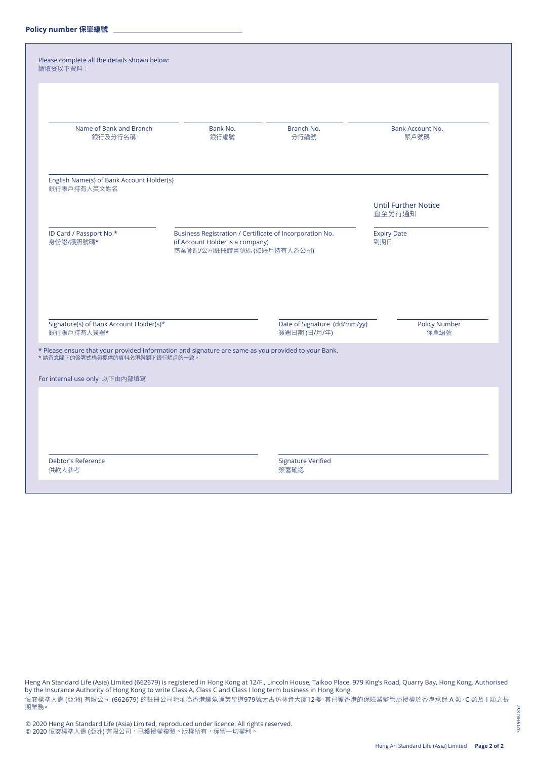**Policy number 保單編號** \_\_\_\_\_\_\_\_\_\_\_\_\_\_\_\_\_\_\_\_\_\_\_\_

Please complete all the details shown below:
請填妥以下資料：

| Name of Bank and Branch 銀行及分行名稱 | Bank No. 銀行編號 | Branch No. 分行編號 | Bank Account No. 賬戶號碼 |
|---|---|---|---|
| | | | |

English Name(s) of Bank Account Holder(s)
銀行賬戶持有人英文姓名

| ID Card / Passport No.* 身份證/護照號碼* | Business Registration / Certificate of Incorporation No. (if Account Holder is a company) 商業登記/公司註冊證書號碼 (如賬戶持有人為公司) | Expiry Date 到期日 |
|---|---|---|
| | | Until Further Notice 直至另行通知 |

| Signature(s) of Bank Account Holder(s)* 銀行賬戶持有人簽署* | Date of Signature (dd/mm/yy) 簽署日期 (日/月/年) | Policy Number 保單編號 |
|---|---|---|
| | | |

* Please ensure that your provided information and signature are same as you provided to your Bank.
* 請留意閣下的簽署式樣與提供的資料必須與閣下銀行賬戶的一致。

For internal use only 以下由內部填寫

| Debtor's Reference 供款人參考 | Signature Verified 簽署確認 |
|---|---|
| | |

Heng An Standard Life (Asia) Limited (662679) is registered in Hong Kong at 12/F., Lincoln House, Taikoo Place, 979 King's Road, Quarry Bay, Hong Kong. Authorised by the Insurance Authority of Hong Kong to write Class A, Class C and Class I long term business in Hong Kong.
恒安標準人壽 (亞洲) 有限公司 (662679) 的註冊公司地址為香港鰂魚涌英皇道979號太古坊林肯大廈12樓，其已獲香港的保險業監管局授權於香港承保 A 類、C 類及 I 類之長期業務。

© 2020 Heng An Standard Life (Asia) Limited, reproduced under licence. All rights reserved.
© 2020 恒安標準人壽 (亞洲) 有限公司，已獲授權複製。版權所有，保留一切權利。

0719HK1852